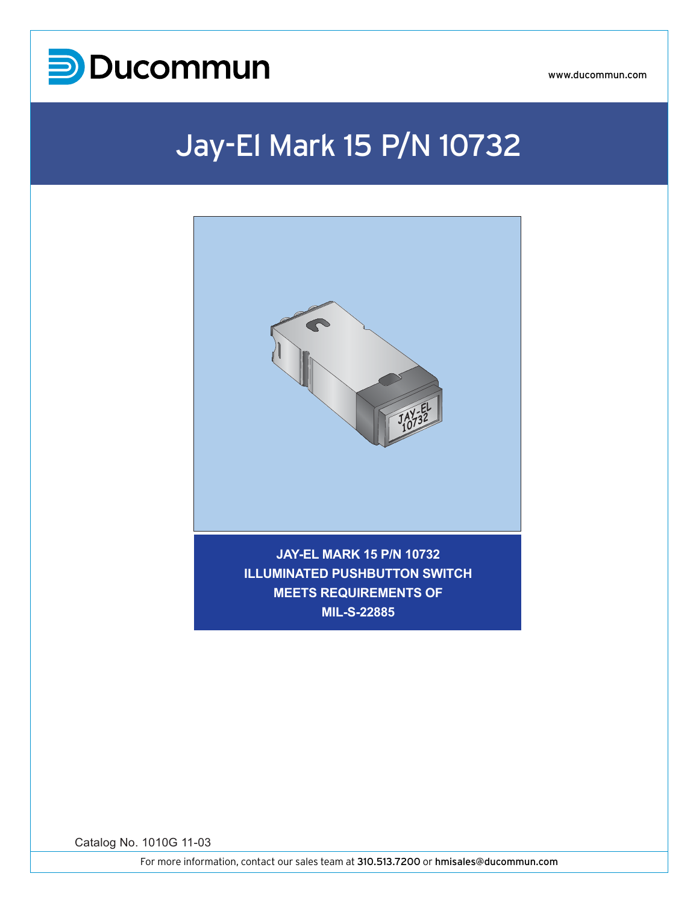Ducommun

www.ducommun.com

# Jay-El Mark 15 P/N 10732

**JAY-EL MARK 15 P/N 10732
ILLUMINATED PUSHBUTTON SWITCH
MEETS REQUIREMENTS OF
MIL-S-22885**

Catalog No. 1010G 11-03

For more information, contact our sales team at **310.513.7200** or **hmisales@ducommun.com**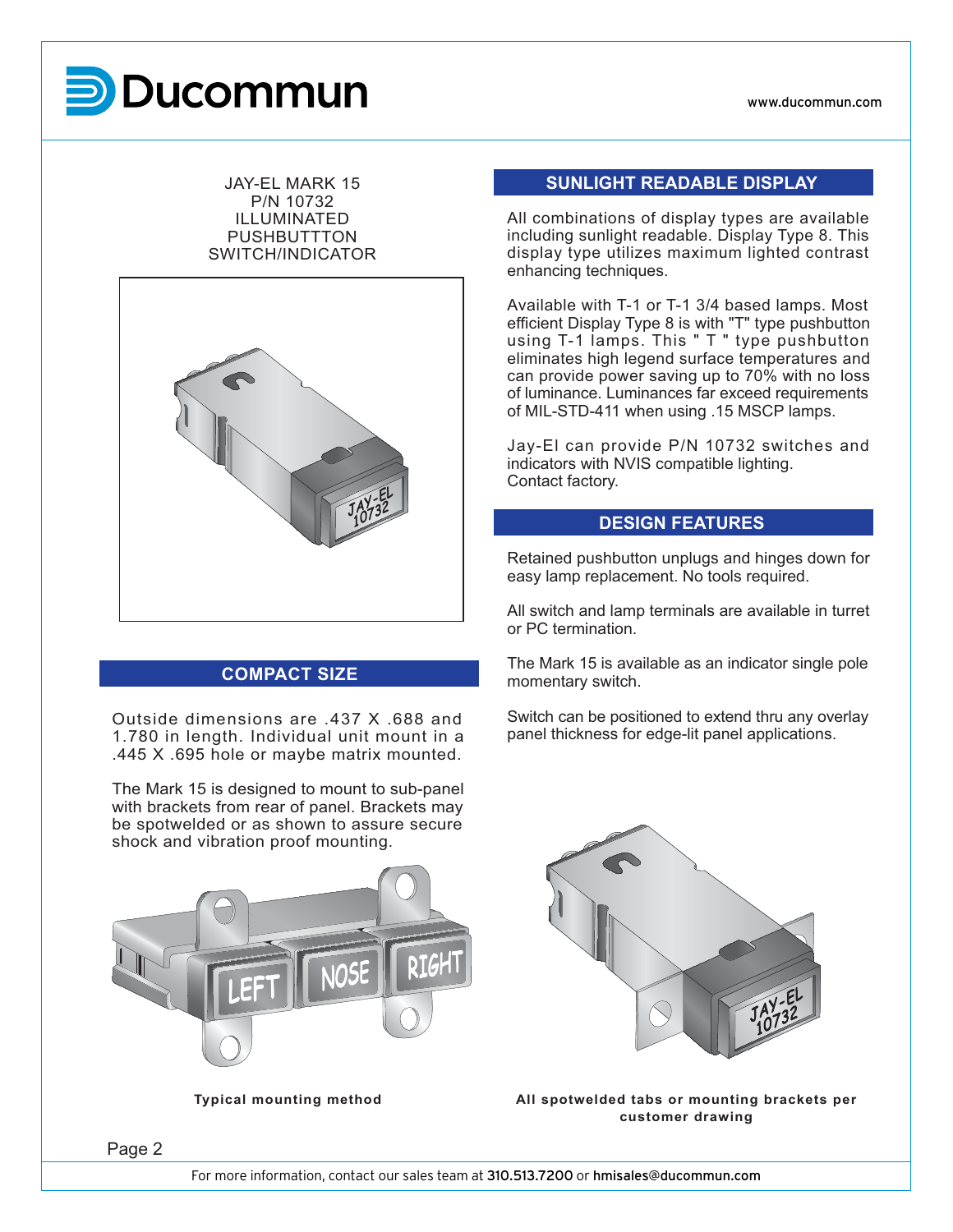JAY-EL MARK 15
P/N 10732
ILLUMINATED
PUSHBUTTTON
SWITCH/INDICATOR

## COMPACT SIZE

Outside dimensions are .437 X .688 and 1.780 in length. Individual unit mount in a .445 X .695 hole or maybe matrix mounted.

The Mark 15 is designed to mount to sub-panel with brackets from rear of panel. Brackets may be spotwelded or as shown to assure secure shock and vibration proof mounting.

**Typical mounting method**

## SUNLIGHT READABLE DISPLAY

All combinations of display types are available including sunlight readable. Display Type 8. This display type utilizes maximum lighted contrast enhancing techniques.

Available with T-1 or T-1 3/4 based lamps. Most efficient Display Type 8 is with "T" type pushbutton using T-1 lamps. This " T " type pushbutton eliminates high legend surface temperatures and can provide power saving up to 70% with no loss of luminance. Luminances far exceed requirements of MIL-STD-411 when using .15 MSCP lamps.

Jay-El can provide P/N 10732 switches and indicators with NVIS compatible lighting. Contact factory.

## DESIGN FEATURES

Retained pushbutton unplugs and hinges down for easy lamp replacement. No tools required.

All switch and lamp terminals are available in turret or PC termination.

The Mark 15 is available as an indicator single pole momentary switch.

Switch can be positioned to extend thru any overlay panel thickness for edge-lit panel applications.

**All spotwelded tabs or mounting brackets per customer drawing**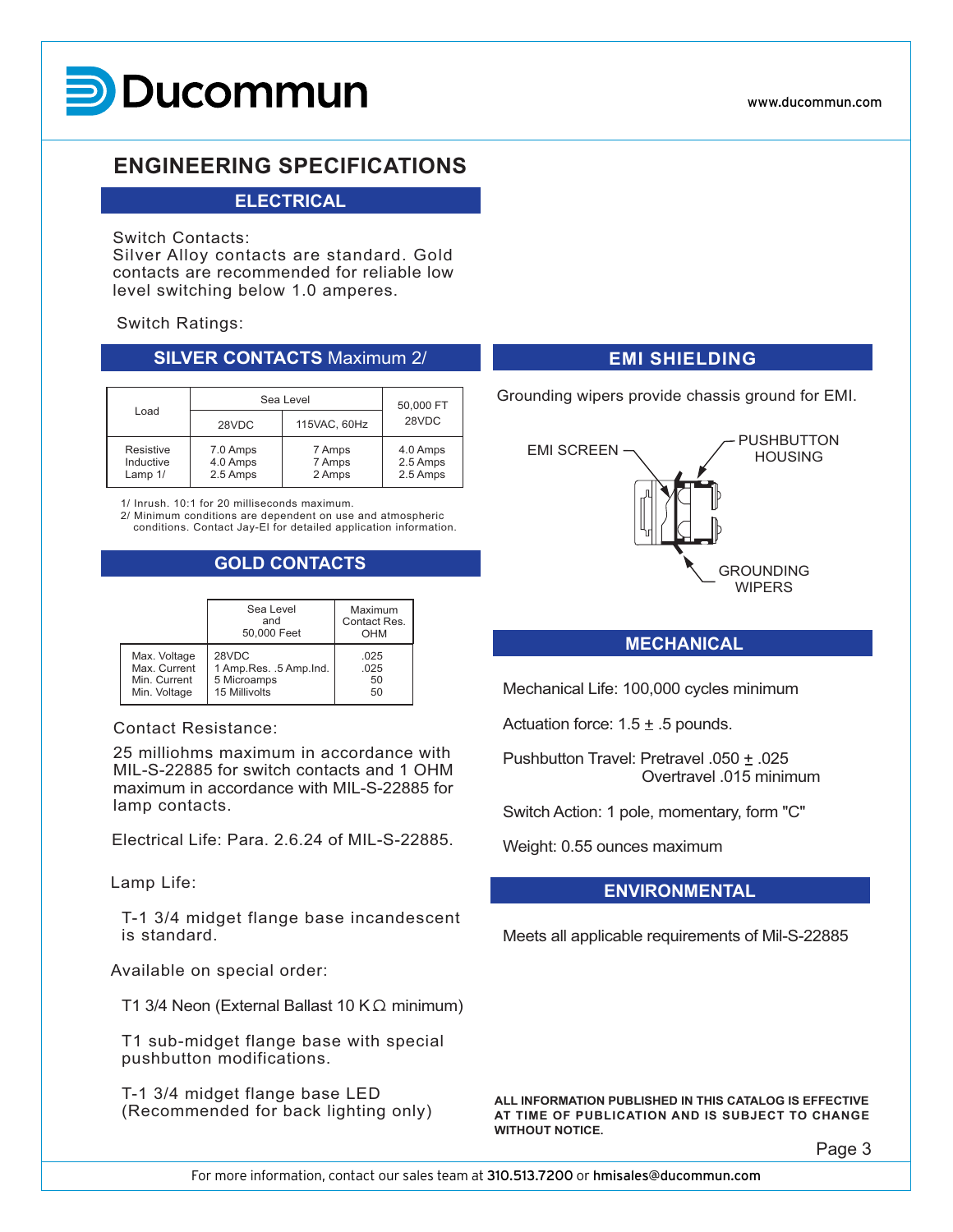# ENGINEERING SPECIFICATIONS

## ELECTRICAL

Switch Contacts:
Silver Alloy contacts are standard. Gold contacts are recommended for reliable low level switching below 1.0 amperes.

Switch Ratings:

### SILVER CONTACTS Maximum 2/

| Load | Sea Level | | 50,000 FT |
|---|---|---|---|
| | 28VDC | 115VAC, 60Hz | 28VDC |
| Resistive<br>Inductive<br>Lamp 1/ | 7.0 Amps<br>4.0 Amps<br>2.5 Amps | 7 Amps<br>7 Amps<br>2 Amps | 4.0 Amps<br>2.5 Amps<br>2.5 Amps |

1/ Inrush. 10:1 for 20 milliseconds maximum.
2/ Minimum conditions are dependent on use and atmospheric conditions. Contact Jay-El for detailed application information.

### GOLD CONTACTS

| | Sea Level and 50,000 Feet | Maximum Contact Res. OHM |
|---|---|---|
| Max. Voltage<br>Max. Current<br>Min. Current<br>Min. Voltage | 28VDC<br>1 Amp.Res. .5 Amp.Ind.<br>5 Microamps<br>15 Millivolts | .025<br>.025<br>50<br>50 |

Contact Resistance:

25 milliohms maximum in accordance with MIL-S-22885 for switch contacts and 1 OHM maximum in accordance with MIL-S-22885 for lamp contacts.

Electrical Life: Para. 2.6.24 of MIL-S-22885.

Lamp Life:

T-1 3/4 midget flange base incandescent is standard.

Available on special order:

T1 3/4 Neon (External Ballast 10 KΩ minimum)

T1 sub-midget flange base with special pushbutton modifications.

T-1 3/4 midget flange base LED (Recommended for back lighting only)

## EMI SHIELDING

Grounding wipers provide chassis ground for EMI.

EMI SCREEN — PUSHBUTTON HOUSING — GROUNDING WIPERS

## MECHANICAL

Mechanical Life: 100,000 cycles minimum

Actuation force: 1.5 ± .5 pounds.

Pushbutton Travel: Pretravel .050 ± .025
Overtravel .015 minimum

Switch Action: 1 pole, momentary, form "C"

Weight: 0.55 ounces maximum

## ENVIRONMENTAL

Meets all applicable requirements of Mil-S-22885

**ALL INFORMATION PUBLISHED IN THIS CATALOG IS EFFECTIVE AT TIME OF PUBLICATION AND IS SUBJECT TO CHANGE WITHOUT NOTICE.**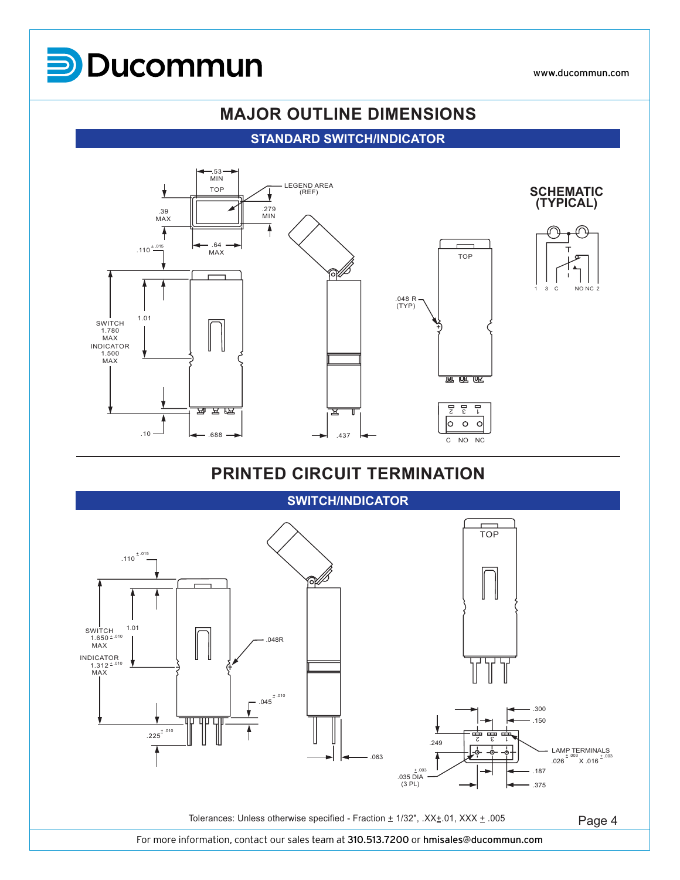# MAJOR OUTLINE DIMENSIONS

## STANDARD SWITCH/INDICATOR

.53 MIN

TOP

LEGEND AREA (REF)

.39 MAX

.279 MIN

.64 MAX

.110 ± .015

SWITCH 1.780 MAX
INDICATOR 1.500 MAX

1.01

.10

.688

.437

.048 R (TYP)

TOP

C NO NC

### SCHEMATIC (TYPICAL)

1 3 C NO NC 2

# PRINTED CIRCUIT TERMINATION

## SWITCH/INDICATOR

.110 ± .015

SWITCH 1.650 ± .010 MAX

INDICATOR 1.312 ± .010 MAX

1.01

.048R

.045 ± .010

.225 ± .010

.063

TOP

.300

.150

.249

LAMP TERMINALS .026 ± .003 X .016 ± .003

.035 DIA ± .003 (3 PL)

.187

.375

Tolerances: Unless otherwise specified - Fraction ± 1/32", .XX±.01, XXX ± .005

For more information, contact our sales team at **310.513.7200** or **hmisales@ducommun.com**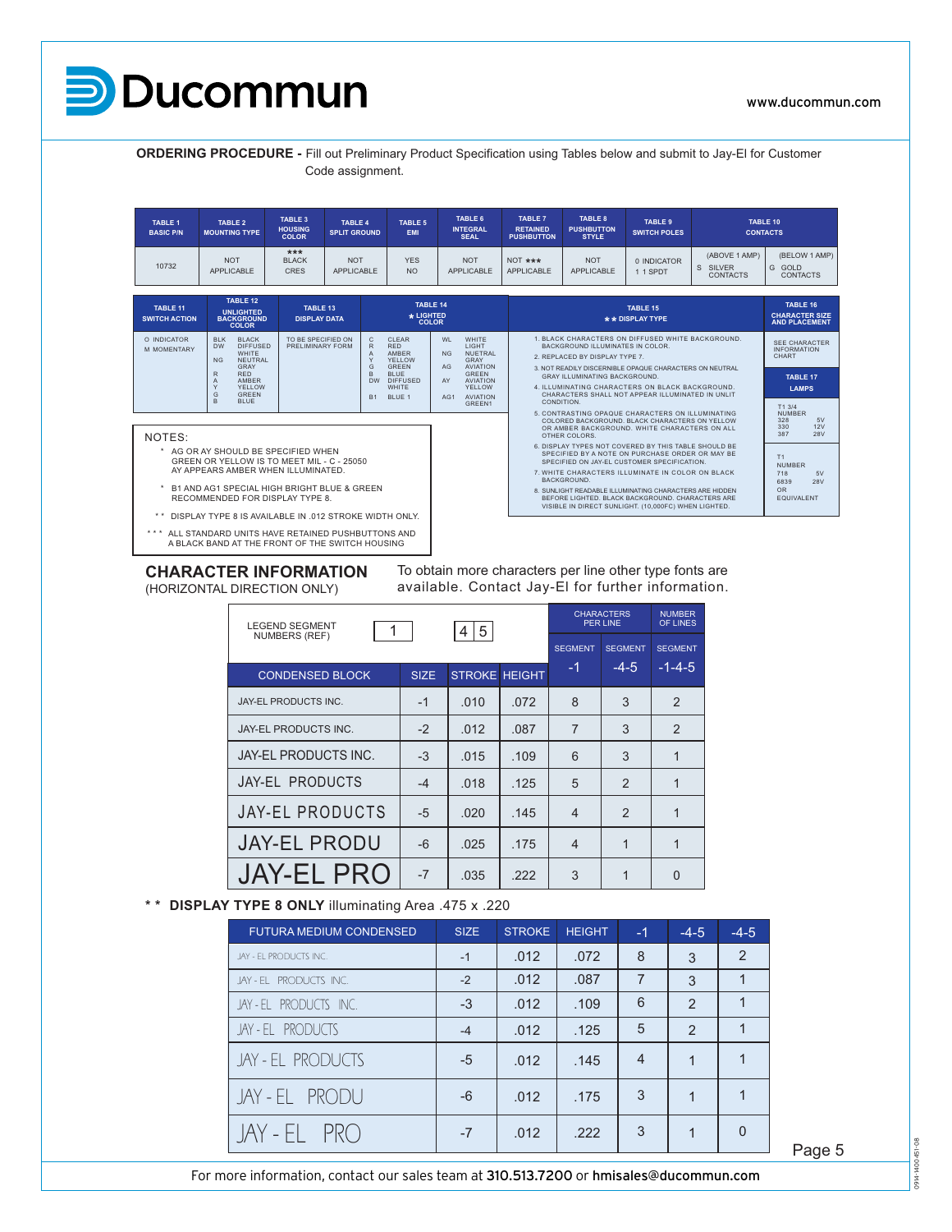**ORDERING PROCEDURE -** Fill out Preliminary Product Specification using Tables below and submit to Jay-El for Customer Code assignment.

| TABLE 1 BASIC P/N | TABLE 2 MOUNTING TYPE | TABLE 3 HOUSING COLOR | TABLE 4 SPLIT GROUND | TABLE 5 EMI | TABLE 6 INTEGRAL SEAL | TABLE 7 RETAINED PUSHBUTTON | TABLE 8 PUSHBUTTON STYLE | TABLE 9 SWITCH POLES | TABLE 10 CONTACTS | |
|---|---|---|---|---|---|---|---|---|---|---|
| 10732 | NOT APPLICABLE | *** BLACK CRES | NOT APPLICABLE | YES NO | NOT APPLICABLE | NOT *** APPLICABLE | NOT APPLICABLE | 0 INDICATOR 1 1 SPDT | (ABOVE 1 AMP) S SILVER CONTACTS | (BELOW 1 AMP) G GOLD CONTACTS |

| TABLE 11 SWITCH ACTION | TABLE 12 UNLIGHTED BACKGROUND COLOR | TABLE 13 DISPLAY DATA | TABLE 14 * LIGHTED COLOR | |
|---|---|---|---|---|
| O INDICATOR<br>M MOMENTARY | BLK BLACK<br>DW DIFFUSED WHITE<br>NG NEUTRAL GRAY<br>R RED<br>A AMBER<br>Y YELLOW<br>G GREEN<br>B BLUE | TO BE SPECIFIED ON PRELIMINARY FORM | C CLEAR<br>R RED<br>A AMBER<br>Y YELLOW<br>G GREEN<br>B BLUE<br>DW DIFFUSED WHITE<br>B1 BLUE 1 | WL WHITE LIGHT<br>NG NUETRAL GRAY<br>AG AVIATION GREEN<br>AY AVIATION YELLOW<br>AG1 AVIATION GREEN1 |

**TABLE 15 ** DISPLAY TYPE**

1. BLACK CHARACTERS ON DIFFUSED WHITE BACKGROUND. BACKGROUND ILLUMINATES IN COLOR.
2. REPLACED BY DISPLAY TYPE 7.
3. NOT READILY DISCERNIBLE OPAQUE CHARACTERS ON NEUTRAL GRAY ILLUMINATING BACKGROUND.
4. ILLUMINATING CHARACTERS ON BLACK BACKGROUND. CHARACTERS SHALL NOT APPEAR ILLUMINATED IN UNLIT CONDITION.
5. CONTRASTING OPAQUE CHARACTERS ON ILLUMINATING COLORED BACKGROUND. BLACK CHARACTERS ON YELLOW OR AMBER BACKGROUND. WHITE CHARACTERS ON ALL OTHER COLORS.
6. DISPLAY TYPES NOT COVERED BY THIS TABLE SHOULD BE SPECIFIED BY A NOTE ON PURCHASE ORDER OR MAY BE SPECIFIED ON JAY-EL CUSTOMER SPECIFICATION.
7. WHITE CHARACTERS ILLUMINATE IN COLOR ON BLACK BACKGROUND.
8. SUNLIGHT READABLE ILLUMINATING CHARACTERS ARE HIDDEN BEFORE LIGHTED. BLACK BACKGROUND. CHARACTERS ARE VISIBLE IN DIRECT SUNLIGHT. (10,000FC) WHEN LIGHTED.

**TABLE 16 CHARACTER SIZE AND PLACEMENT**

SEE CHARACTER INFORMATION CHART

**TABLE 17 LAMPS**

T1 3/4 NUMBER
328 5V
330 12V
387 28V

T1 NUMBER
718 5V
6839 28V
OR EQUIVALENT

NOTES:

\* AG OR AY SHOULD BE SPECIFIED WHEN GREEN OR YELLOW IS TO MEET MIL - C - 25050. AY APPEARS AMBER WHEN ILLUMINATED.

\* B1 AND AG1 SPECIAL HIGH BRIGHT BLUE & GREEN RECOMMENDED FOR DISPLAY TYPE 8.

\*\* DISPLAY TYPE 8 IS AVAILABLE IN .012 STROKE WIDTH ONLY.

\*\*\* ALL STANDARD UNITS HAVE RETAINED PUSHBUTTONS AND A BLACK BAND AT THE FRONT OF THE SWITCH HOUSING

## CHARACTER INFORMATION

(HORIZONTAL DIRECTION ONLY)

To obtain more characters per line other type fonts are available. Contact Jay-El for further information.

LEGEND SEGMENT NUMBERS (REF): 1 | 4 | 5

| CONDENSED BLOCK | SIZE | STROKE | HEIGHT | CHARACTERS PER LINE SEGMENT -1 | CHARACTERS PER LINE SEGMENT -4-5 | NUMBER OF LINES SEGMENT -1-4-5 |
|---|---|---|---|---|---|---|
| JAY-EL PRODUCTS INC. | -1 | .010 | .072 | 8 | 3 | 2 |
| JAY-EL PRODUCTS INC. | -2 | .012 | .087 | 7 | 3 | 2 |
| JAY-EL PRODUCTS INC. | -3 | .015 | .109 | 6 | 3 | 1 |
| JAY-EL PRODUCTS | -4 | .018 | .125 | 5 | 2 | 1 |
| JAY-EL PRODUCTS | -5 | .020 | .145 | 4 | 2 | 1 |
| JAY-EL PRODU | -6 | .025 | .175 | 4 | 1 | 1 |
| JAY-EL PRO | -7 | .035 | .222 | 3 | 1 | 0 |

**\* \* DISPLAY TYPE 8 ONLY** illuminating Area .475 x .220

| FUTURA MEDIUM CONDENSED | SIZE | STROKE | HEIGHT | -1 | -4-5 | -4-5 |
|---|---|---|---|---|---|---|
| JAY - EL PRODUCTS INC. | -1 | .012 | .072 | 8 | 3 | 2 |
| JAY - EL PRODUCTS INC. | -2 | .012 | .087 | 7 | 3 | 1 |
| JAY - EL PRODUCTS INC. | -3 | .012 | .109 | 6 | 2 | 1 |
| JAY - EL PRODUCTS | -4 | .012 | .125 | 5 | 2 | 1 |
| JAY - EL PRODUCTS | -5 | .012 | .145 | 4 | 1 | 1 |
| JAY - EL PRODU | -6 | .012 | .175 | 3 | 1 | 1 |
| JAY - EL PRO | -7 | .012 | .222 | 3 | 1 | 0 |